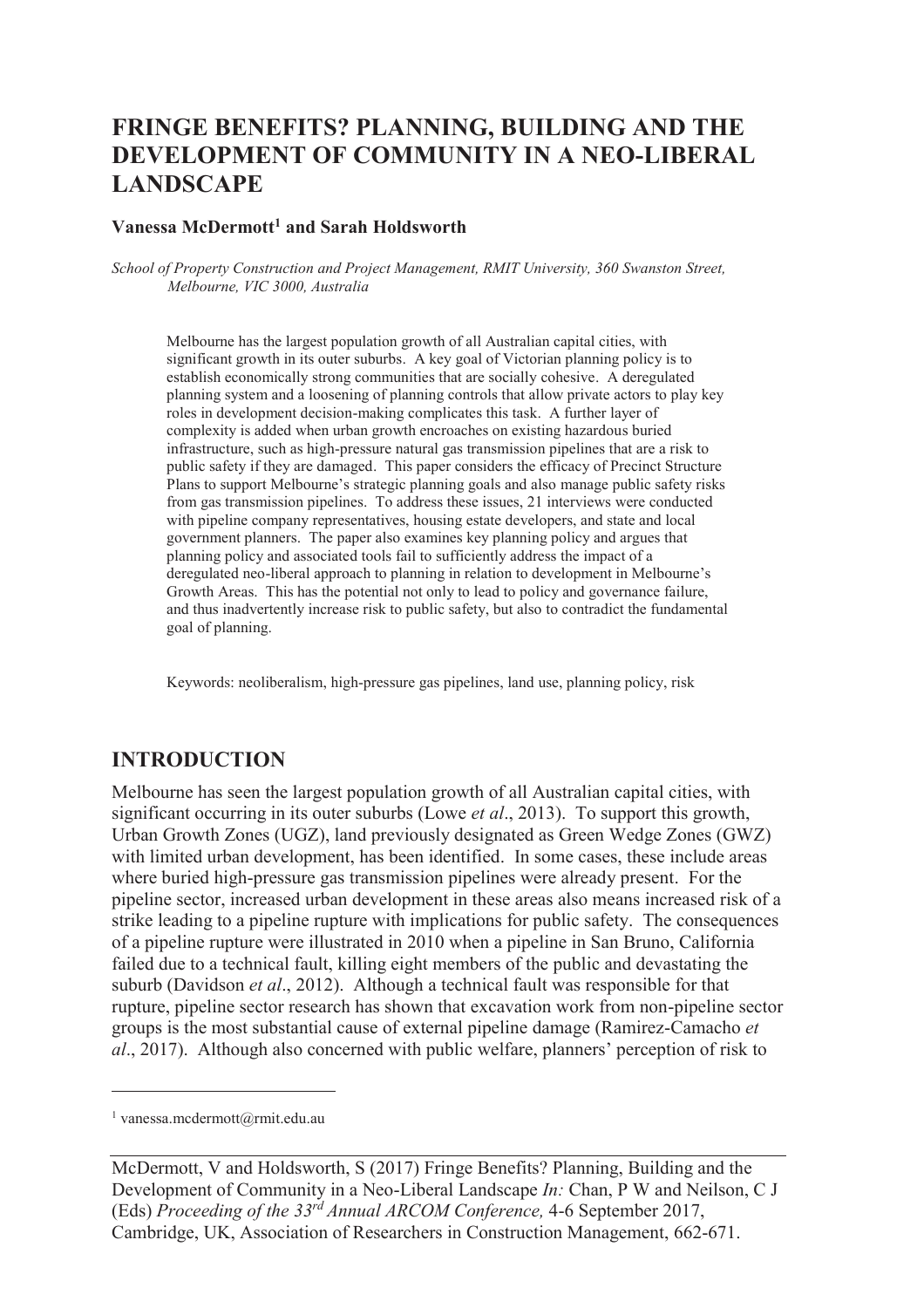# FRINGE BENEFITS? PLANNING, BUILDING AND THE DEVELOPMENT OF COMMUNITY IN A NEO-LIBERAL LANDSCAPE

**Vanessa McDermott[1] and Sarah Holdsworth**

*School of Property Construction and Project Management, RMIT University, 360 Swanston Street, Melbourne, VIC 3000, Australia*

Melbourne has the largest population growth of all Australian capital cities, with significant growth in its outer suburbs. A key goal of Victorian planning policy is to establish economically strong communities that are socially cohesive. A deregulated planning system and a loosening of planning controls that allow private actors to play key roles in development decision-making complicates this task. A further layer of complexity is added when urban growth encroaches on existing hazardous buried infrastructure, such as high-pressure natural gas transmission pipelines that are a risk to public safety if they are damaged. This paper considers the efficacy of Precinct Structure Plans to support Melbourne's strategic planning goals and also manage public safety risks from gas transmission pipelines. To address these issues, 21 interviews were conducted with pipeline company representatives, housing estate developers, and state and local government planners. The paper also examines key planning policy and argues that planning policy and associated tools fail to sufficiently address the impact of a deregulated neo-liberal approach to planning in relation to development in Melbourne's Growth Areas. This has the potential not only to lead to policy and governance failure, and thus inadvertently increase risk to public safety, but also to contradict the fundamental goal of planning.

Keywords: neoliberalism, high-pressure gas pipelines, land use, planning policy, risk

## INTRODUCTION

Melbourne has seen the largest population growth of all Australian capital cities, with significant occurring in its outer suburbs (Lowe *et al*., 2013). To support this growth, Urban Growth Zones (UGZ), land previously designated as Green Wedge Zones (GWZ) with limited urban development, has been identified. In some cases, these include areas where buried high-pressure gas transmission pipelines were already present. For the pipeline sector, increased urban development in these areas also means increased risk of a strike leading to a pipeline rupture with implications for public safety. The consequences of a pipeline rupture were illustrated in 2010 when a pipeline in San Bruno, California failed due to a technical fault, killing eight members of the public and devastating the suburb (Davidson *et al*., 2012). Although a technical fault was responsible for that rupture, pipeline sector research has shown that excavation work from non-pipeline sector groups is the most substantial cause of external pipeline damage (Ramirez-Camacho *et al*., 2017). Although also concerned with public welfare, planners' perception of risk to

[1] vanessa.mcdermott@rmit.edu.au

McDermott, V and Holdsworth, S (2017) Fringe Benefits? Planning, Building and the Development of Community in a Neo-Liberal Landscape *In:* Chan, P W and Neilson, C J (Eds) *Proceeding of the 33rd Annual ARCOM Conference,* 4-6 September 2017, Cambridge, UK, Association of Researchers in Construction Management, 662-671.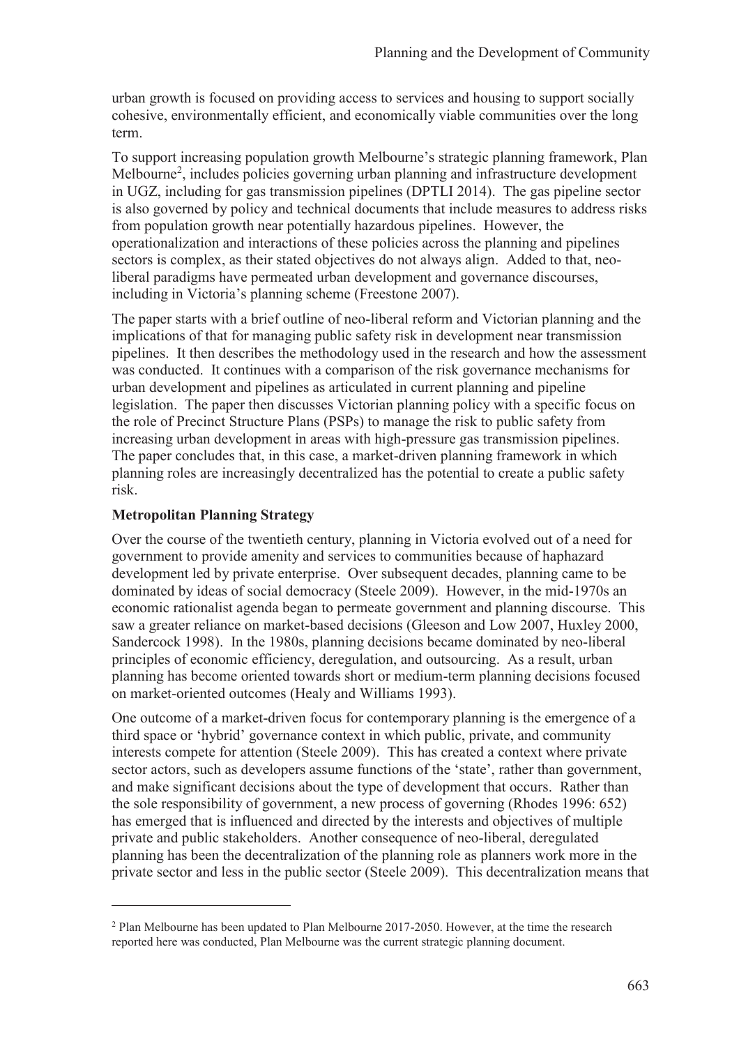urban growth is focused on providing access to services and housing to support socially cohesive, environmentally efficient, and economically viable communities over the long term.

To support increasing population growth Melbourne's strategic planning framework, Plan Melbourne[2], includes policies governing urban planning and infrastructure development in UGZ, including for gas transmission pipelines (DPTLI 2014). The gas pipeline sector is also governed by policy and technical documents that include measures to address risks from population growth near potentially hazardous pipelines. However, the operationalization and interactions of these policies across the planning and pipelines sectors is complex, as their stated objectives do not always align. Added to that, neo-liberal paradigms have permeated urban development and governance discourses, including in Victoria's planning scheme (Freestone 2007).

The paper starts with a brief outline of neo-liberal reform and Victorian planning and the implications of that for managing public safety risk in development near transmission pipelines. It then describes the methodology used in the research and how the assessment was conducted. It continues with a comparison of the risk governance mechanisms for urban development and pipelines as articulated in current planning and pipeline legislation. The paper then discusses Victorian planning policy with a specific focus on the role of Precinct Structure Plans (PSPs) to manage the risk to public safety from increasing urban development in areas with high-pressure gas transmission pipelines. The paper concludes that, in this case, a market-driven planning framework in which planning roles are increasingly decentralized has the potential to create a public safety risk.

## Metropolitan Planning Strategy

Over the course of the twentieth century, planning in Victoria evolved out of a need for government to provide amenity and services to communities because of haphazard development led by private enterprise. Over subsequent decades, planning came to be dominated by ideas of social democracy (Steele 2009). However, in the mid-1970s an economic rationalist agenda began to permeate government and planning discourse. This saw a greater reliance on market-based decisions (Gleeson and Low 2007, Huxley 2000, Sandercock 1998). In the 1980s, planning decisions became dominated by neo-liberal principles of economic efficiency, deregulation, and outsourcing. As a result, urban planning has become oriented towards short or medium-term planning decisions focused on market-oriented outcomes (Healy and Williams 1993).

One outcome of a market-driven focus for contemporary planning is the emergence of a third space or 'hybrid' governance context in which public, private, and community interests compete for attention (Steele 2009). This has created a context where private sector actors, such as developers assume functions of the 'state', rather than government, and make significant decisions about the type of development that occurs. Rather than the sole responsibility of government, a new process of governing (Rhodes 1996: 652) has emerged that is influenced and directed by the interests and objectives of multiple private and public stakeholders. Another consequence of neo-liberal, deregulated planning has been the decentralization of the planning role as planners work more in the private sector and less in the public sector (Steele 2009). This decentralization means that

---

[2] Plan Melbourne has been updated to Plan Melbourne 2017-2050. However, at the time the research reported here was conducted, Plan Melbourne was the current strategic planning document.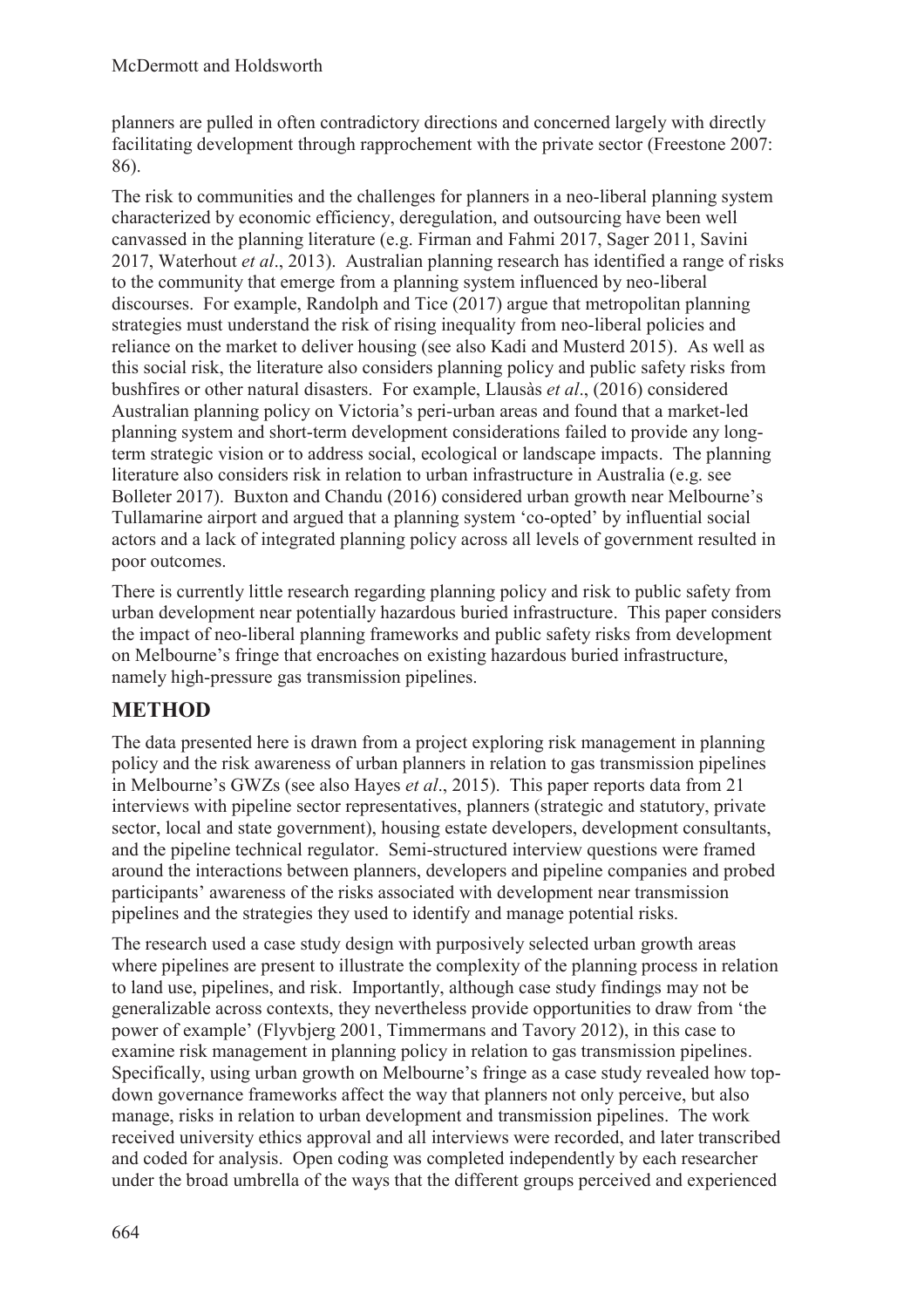planners are pulled in often contradictory directions and concerned largely with directly facilitating development through rapprochement with the private sector (Freestone 2007: 86).

The risk to communities and the challenges for planners in a neo-liberal planning system characterized by economic efficiency, deregulation, and outsourcing have been well canvassed in the planning literature (e.g. Firman and Fahmi 2017, Sager 2011, Savini 2017, Waterhout *et al*., 2013). Australian planning research has identified a range of risks to the community that emerge from a planning system influenced by neo-liberal discourses. For example, Randolph and Tice (2017) argue that metropolitan planning strategies must understand the risk of rising inequality from neo-liberal policies and reliance on the market to deliver housing (see also Kadi and Musterd 2015). As well as this social risk, the literature also considers planning policy and public safety risks from bushfires or other natural disasters. For example, Llausàs *et al*., (2016) considered Australian planning policy on Victoria's peri-urban areas and found that a market-led planning system and short-term development considerations failed to provide any long-term strategic vision or to address social, ecological or landscape impacts. The planning literature also considers risk in relation to urban infrastructure in Australia (e.g. see Bolleter 2017). Buxton and Chandu (2016) considered urban growth near Melbourne's Tullamarine airport and argued that a planning system 'co-opted' by influential social actors and a lack of integrated planning policy across all levels of government resulted in poor outcomes.

There is currently little research regarding planning policy and risk to public safety from urban development near potentially hazardous buried infrastructure. This paper considers the impact of neo-liberal planning frameworks and public safety risks from development on Melbourne's fringe that encroaches on existing hazardous buried infrastructure, namely high-pressure gas transmission pipelines.

## METHOD

The data presented here is drawn from a project exploring risk management in planning policy and the risk awareness of urban planners in relation to gas transmission pipelines in Melbourne's GWZs (see also Hayes *et al*., 2015). This paper reports data from 21 interviews with pipeline sector representatives, planners (strategic and statutory, private sector, local and state government), housing estate developers, development consultants, and the pipeline technical regulator. Semi-structured interview questions were framed around the interactions between planners, developers and pipeline companies and probed participants' awareness of the risks associated with development near transmission pipelines and the strategies they used to identify and manage potential risks.

The research used a case study design with purposively selected urban growth areas where pipelines are present to illustrate the complexity of the planning process in relation to land use, pipelines, and risk. Importantly, although case study findings may not be generalizable across contexts, they nevertheless provide opportunities to draw from 'the power of example' (Flyvbjerg 2001, Timmermans and Tavory 2012), in this case to examine risk management in planning policy in relation to gas transmission pipelines. Specifically, using urban growth on Melbourne's fringe as a case study revealed how top-down governance frameworks affect the way that planners not only perceive, but also manage, risks in relation to urban development and transmission pipelines. The work received university ethics approval and all interviews were recorded, and later transcribed and coded for analysis. Open coding was completed independently by each researcher under the broad umbrella of the ways that the different groups perceived and experienced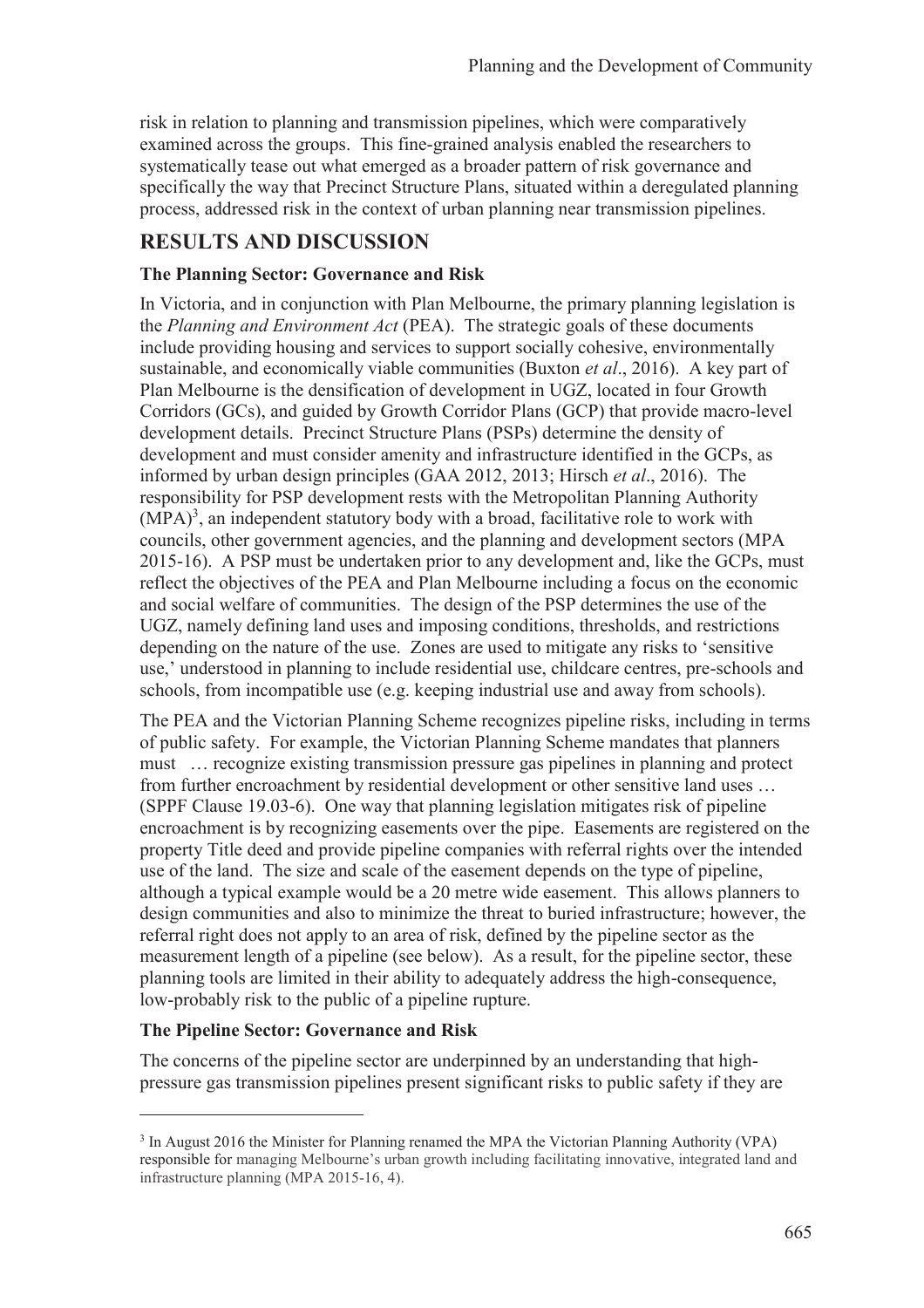risk in relation to planning and transmission pipelines, which were comparatively examined across the groups. This fine-grained analysis enabled the researchers to systematically tease out what emerged as a broader pattern of risk governance and specifically the way that Precinct Structure Plans, situated within a deregulated planning process, addressed risk in the context of urban planning near transmission pipelines.

## RESULTS AND DISCUSSION

### The Planning Sector: Governance and Risk

In Victoria, and in conjunction with Plan Melbourne, the primary planning legislation is the *Planning and Environment Act* (PEA). The strategic goals of these documents include providing housing and services to support socially cohesive, environmentally sustainable, and economically viable communities (Buxton *et al*., 2016). A key part of Plan Melbourne is the densification of development in UGZ, located in four Growth Corridors (GCs), and guided by Growth Corridor Plans (GCP) that provide macro-level development details. Precinct Structure Plans (PSPs) determine the density of development and must consider amenity and infrastructure identified in the GCPs, as informed by urban design principles (GAA 2012, 2013; Hirsch *et al*., 2016). The responsibility for PSP development rests with the Metropolitan Planning Authority (MPA)[3], an independent statutory body with a broad, facilitative role to work with councils, other government agencies, and the planning and development sectors (MPA 2015-16). A PSP must be undertaken prior to any development and, like the GCPs, must reflect the objectives of the PEA and Plan Melbourne including a focus on the economic and social welfare of communities. The design of the PSP determines the use of the UGZ, namely defining land uses and imposing conditions, thresholds, and restrictions depending on the nature of the use. Zones are used to mitigate any risks to 'sensitive use,' understood in planning to include residential use, childcare centres, pre-schools and schools, from incompatible use (e.g. keeping industrial use and away from schools).

The PEA and the Victorian Planning Scheme recognizes pipeline risks, including in terms of public safety. For example, the Victorian Planning Scheme mandates that planners must … recognize existing transmission pressure gas pipelines in planning and protect from further encroachment by residential development or other sensitive land uses … (SPPF Clause 19.03-6). One way that planning legislation mitigates risk of pipeline encroachment is by recognizing easements over the pipe. Easements are registered on the property Title deed and provide pipeline companies with referral rights over the intended use of the land. The size and scale of the easement depends on the type of pipeline, although a typical example would be a 20 metre wide easement. This allows planners to design communities and also to minimize the threat to buried infrastructure; however, the referral right does not apply to an area of risk, defined by the pipeline sector as the measurement length of a pipeline (see below). As a result, for the pipeline sector, these planning tools are limited in their ability to adequately address the high-consequence, low-probably risk to the public of a pipeline rupture.

### The Pipeline Sector: Governance and Risk

The concerns of the pipeline sector are underpinned by an understanding that high-pressure gas transmission pipelines present significant risks to public safety if they are

[3] In August 2016 the Minister for Planning renamed the MPA the Victorian Planning Authority (VPA) responsible for managing Melbourne's urban growth including facilitating innovative, integrated land and infrastructure planning (MPA 2015-16, 4).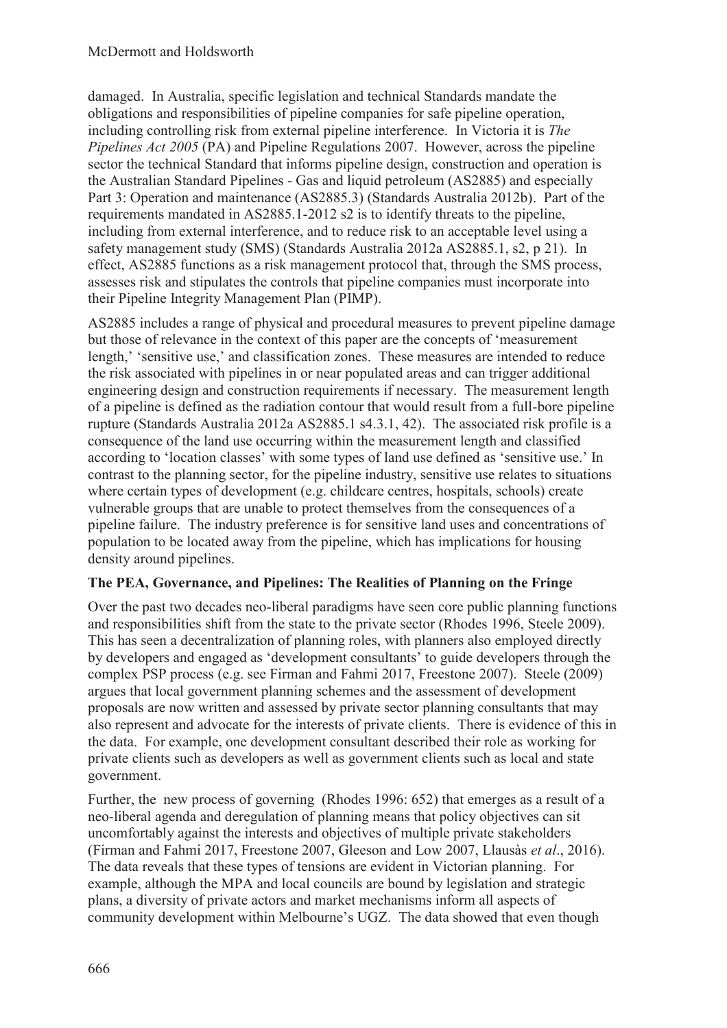damaged. In Australia, specific legislation and technical Standards mandate the obligations and responsibilities of pipeline companies for safe pipeline operation, including controlling risk from external pipeline interference. In Victoria it is *The Pipelines Act 2005* (PA) and Pipeline Regulations 2007. However, across the pipeline sector the technical Standard that informs pipeline design, construction and operation is the Australian Standard Pipelines - Gas and liquid petroleum (AS2885) and especially Part 3: Operation and maintenance (AS2885.3) (Standards Australia 2012b). Part of the requirements mandated in AS2885.1-2012 s2 is to identify threats to the pipeline, including from external interference, and to reduce risk to an acceptable level using a safety management study (SMS) (Standards Australia 2012a AS2885.1, s2, p 21). In effect, AS2885 functions as a risk management protocol that, through the SMS process, assesses risk and stipulates the controls that pipeline companies must incorporate into their Pipeline Integrity Management Plan (PIMP).

AS2885 includes a range of physical and procedural measures to prevent pipeline damage but those of relevance in the context of this paper are the concepts of 'measurement length,' 'sensitive use,' and classification zones. These measures are intended to reduce the risk associated with pipelines in or near populated areas and can trigger additional engineering design and construction requirements if necessary. The measurement length of a pipeline is defined as the radiation contour that would result from a full-bore pipeline rupture (Standards Australia 2012a AS2885.1 s4.3.1, 42). The associated risk profile is a consequence of the land use occurring within the measurement length and classified according to 'location classes' with some types of land use defined as 'sensitive use.' In contrast to the planning sector, for the pipeline industry, sensitive use relates to situations where certain types of development (e.g. childcare centres, hospitals, schools) create vulnerable groups that are unable to protect themselves from the consequences of a pipeline failure. The industry preference is for sensitive land uses and concentrations of population to be located away from the pipeline, which has implications for housing density around pipelines.

## The PEA, Governance, and Pipelines: The Realities of Planning on the Fringe

Over the past two decades neo-liberal paradigms have seen core public planning functions and responsibilities shift from the state to the private sector (Rhodes 1996, Steele 2009). This has seen a decentralization of planning roles, with planners also employed directly by developers and engaged as 'development consultants' to guide developers through the complex PSP process (e.g. see Firman and Fahmi 2017, Freestone 2007). Steele (2009) argues that local government planning schemes and the assessment of development proposals are now written and assessed by private sector planning consultants that may also represent and advocate for the interests of private clients. There is evidence of this in the data. For example, one development consultant described their role as working for private clients such as developers as well as government clients such as local and state government.

Further, the new process of governing (Rhodes 1996: 652) that emerges as a result of a neo-liberal agenda and deregulation of planning means that policy objectives can sit uncomfortably against the interests and objectives of multiple private stakeholders (Firman and Fahmi 2017, Freestone 2007, Gleeson and Low 2007, Llausàs *et al*., 2016). The data reveals that these types of tensions are evident in Victorian planning. For example, although the MPA and local councils are bound by legislation and strategic plans, a diversity of private actors and market mechanisms inform all aspects of community development within Melbourne's UGZ. The data showed that even though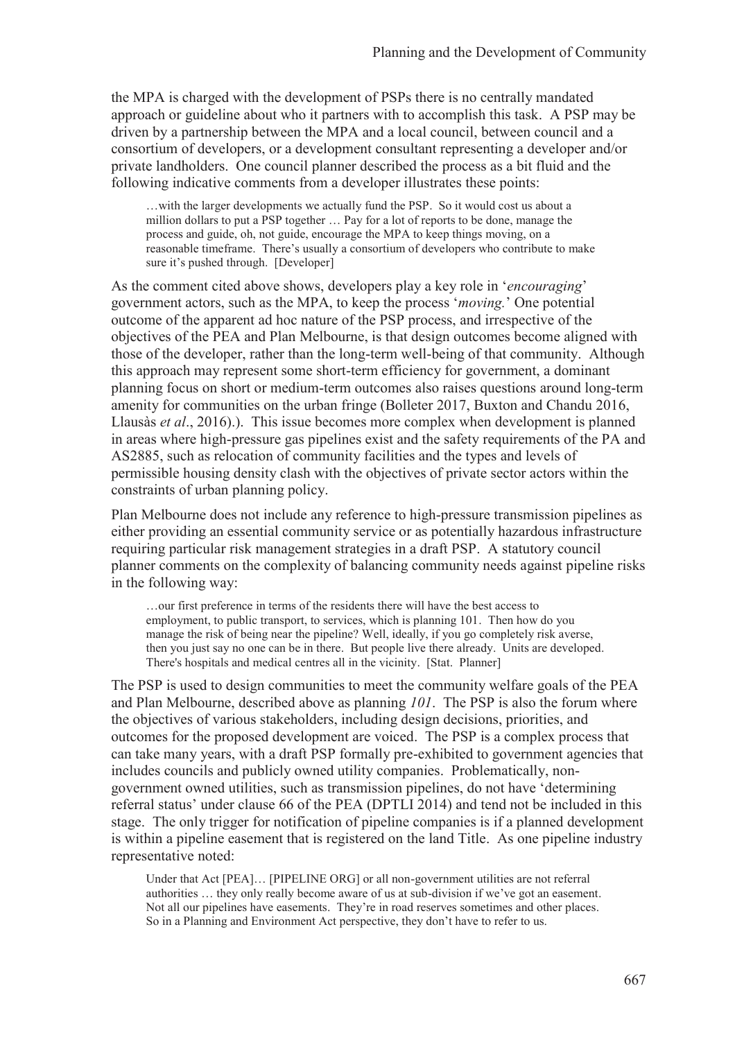the MPA is charged with the development of PSPs there is no centrally mandated approach or guideline about who it partners with to accomplish this task. A PSP may be driven by a partnership between the MPA and a local council, between council and a consortium of developers, or a development consultant representing a developer and/or private landholders. One council planner described the process as a bit fluid and the following indicative comments from a developer illustrates these points:

> …with the larger developments we actually fund the PSP. So it would cost us about a million dollars to put a PSP together … Pay for a lot of reports to be done, manage the process and guide, oh, not guide, encourage the MPA to keep things moving, on a reasonable timeframe. There's usually a consortium of developers who contribute to make sure it's pushed through. [Developer]

As the comment cited above shows, developers play a key role in '*encouraging*' government actors, such as the MPA, to keep the process '*moving.*' One potential outcome of the apparent ad hoc nature of the PSP process, and irrespective of the objectives of the PEA and Plan Melbourne, is that design outcomes become aligned with those of the developer, rather than the long-term well-being of that community. Although this approach may represent some short-term efficiency for government, a dominant planning focus on short or medium-term outcomes also raises questions around long-term amenity for communities on the urban fringe (Bolleter 2017, Buxton and Chandu 2016, Llausàs *et al*., 2016).). This issue becomes more complex when development is planned in areas where high-pressure gas pipelines exist and the safety requirements of the PA and AS2885, such as relocation of community facilities and the types and levels of permissible housing density clash with the objectives of private sector actors within the constraints of urban planning policy.

Plan Melbourne does not include any reference to high-pressure transmission pipelines as either providing an essential community service or as potentially hazardous infrastructure requiring particular risk management strategies in a draft PSP. A statutory council planner comments on the complexity of balancing community needs against pipeline risks in the following way:

> …our first preference in terms of the residents there will have the best access to employment, to public transport, to services, which is planning 101. Then how do you manage the risk of being near the pipeline? Well, ideally, if you go completely risk averse, then you just say no one can be in there. But people live there already. Units are developed. There's hospitals and medical centres all in the vicinity. [Stat. Planner]

The PSP is used to design communities to meet the community welfare goals of the PEA and Plan Melbourne, described above as planning *101*. The PSP is also the forum where the objectives of various stakeholders, including design decisions, priorities, and outcomes for the proposed development are voiced. The PSP is a complex process that can take many years, with a draft PSP formally pre-exhibited to government agencies that includes councils and publicly owned utility companies. Problematically, non-government owned utilities, such as transmission pipelines, do not have 'determining referral status' under clause 66 of the PEA (DPTLI 2014) and tend not be included in this stage. The only trigger for notification of pipeline companies is if a planned development is within a pipeline easement that is registered on the land Title. As one pipeline industry representative noted:

> Under that Act [PEA]… [PIPELINE ORG] or all non-government utilities are not referral authorities … they only really become aware of us at sub-division if we've got an easement. Not all our pipelines have easements. They're in road reserves sometimes and other places. So in a Planning and Environment Act perspective, they don't have to refer to us.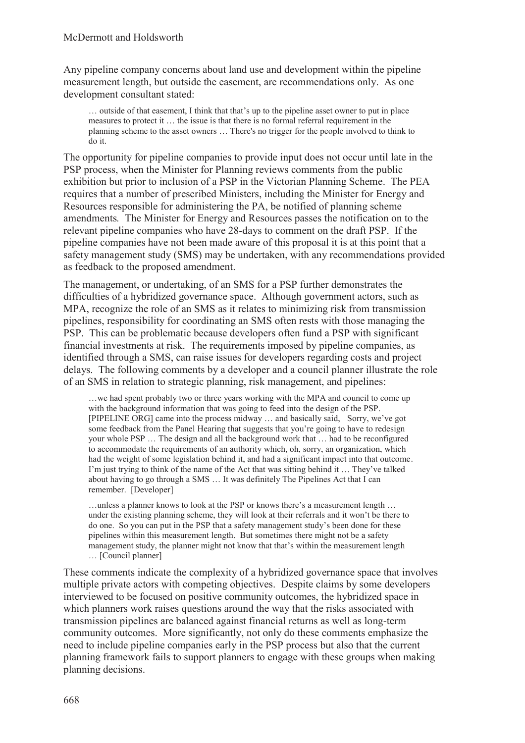Any pipeline company concerns about land use and development within the pipeline measurement length, but outside the easement, are recommendations only. As one development consultant stated:

> … outside of that easement, I think that that's up to the pipeline asset owner to put in place measures to protect it … the issue is that there is no formal referral requirement in the planning scheme to the asset owners … There's no trigger for the people involved to think to do it.

The opportunity for pipeline companies to provide input does not occur until late in the PSP process, when the Minister for Planning reviews comments from the public exhibition but prior to inclusion of a PSP in the Victorian Planning Scheme. The PEA requires that a number of prescribed Ministers, including the Minister for Energy and Resources responsible for administering the PA, be notified of planning scheme amendments. The Minister for Energy and Resources passes the notification on to the relevant pipeline companies who have 28-days to comment on the draft PSP. If the pipeline companies have not been made aware of this proposal it is at this point that a safety management study (SMS) may be undertaken, with any recommendations provided as feedback to the proposed amendment.

The management, or undertaking, of an SMS for a PSP further demonstrates the difficulties of a hybridized governance space. Although government actors, such as MPA, recognize the role of an SMS as it relates to minimizing risk from transmission pipelines, responsibility for coordinating an SMS often rests with those managing the PSP. This can be problematic because developers often fund a PSP with significant financial investments at risk. The requirements imposed by pipeline companies, as identified through a SMS, can raise issues for developers regarding costs and project delays. The following comments by a developer and a council planner illustrate the role of an SMS in relation to strategic planning, risk management, and pipelines:

> …we had spent probably two or three years working with the MPA and council to come up with the background information that was going to feed into the design of the PSP. [PIPELINE ORG] came into the process midway … and basically said, Sorry, we've got some feedback from the Panel Hearing that suggests that you're going to have to redesign your whole PSP … The design and all the background work that … had to be reconfigured to accommodate the requirements of an authority which, oh, sorry, an organization, which had the weight of some legislation behind it, and had a significant impact into that outcome. I'm just trying to think of the name of the Act that was sitting behind it … They've talked about having to go through a SMS … It was definitely The Pipelines Act that I can remember. [Developer]

> …unless a planner knows to look at the PSP or knows there's a measurement length … under the existing planning scheme, they will look at their referrals and it won't be there to do one. So you can put in the PSP that a safety management study's been done for these pipelines within this measurement length. But sometimes there might not be a safety management study, the planner might not know that that's within the measurement length … [Council planner]

These comments indicate the complexity of a hybridized governance space that involves multiple private actors with competing objectives. Despite claims by some developers interviewed to be focused on positive community outcomes, the hybridized space in which planners work raises questions around the way that the risks associated with transmission pipelines are balanced against financial returns as well as long-term community outcomes. More significantly, not only do these comments emphasize the need to include pipeline companies early in the PSP process but also that the current planning framework fails to support planners to engage with these groups when making planning decisions.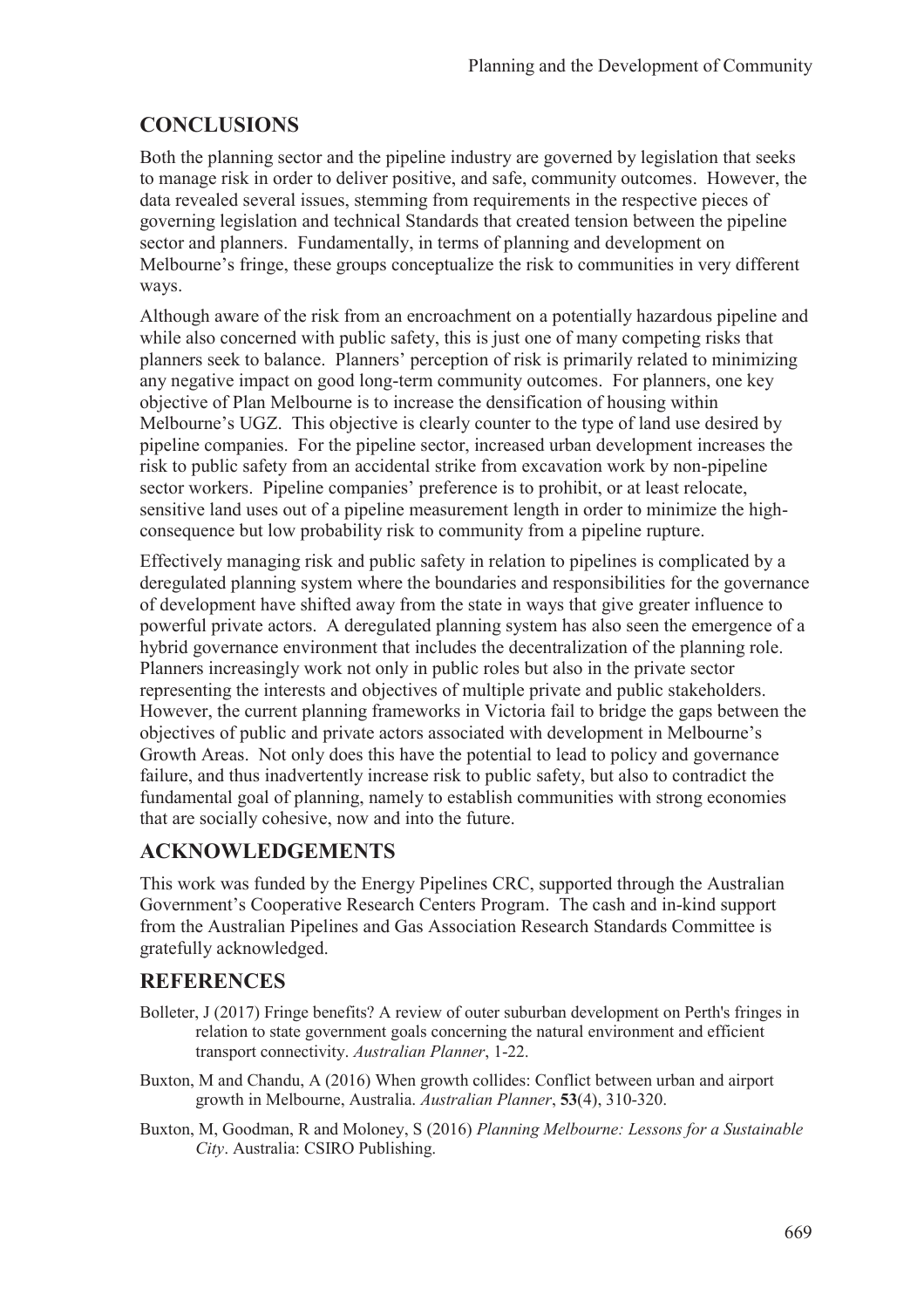## CONCLUSIONS

Both the planning sector and the pipeline industry are governed by legislation that seeks to manage risk in order to deliver positive, and safe, community outcomes. However, the data revealed several issues, stemming from requirements in the respective pieces of governing legislation and technical Standards that created tension between the pipeline sector and planners. Fundamentally, in terms of planning and development on Melbourne's fringe, these groups conceptualize the risk to communities in very different ways.

Although aware of the risk from an encroachment on a potentially hazardous pipeline and while also concerned with public safety, this is just one of many competing risks that planners seek to balance. Planners' perception of risk is primarily related to minimizing any negative impact on good long-term community outcomes. For planners, one key objective of Plan Melbourne is to increase the densification of housing within Melbourne's UGZ. This objective is clearly counter to the type of land use desired by pipeline companies. For the pipeline sector, increased urban development increases the risk to public safety from an accidental strike from excavation work by non-pipeline sector workers. Pipeline companies' preference is to prohibit, or at least relocate, sensitive land uses out of a pipeline measurement length in order to minimize the high-consequence but low probability risk to community from a pipeline rupture.

Effectively managing risk and public safety in relation to pipelines is complicated by a deregulated planning system where the boundaries and responsibilities for the governance of development have shifted away from the state in ways that give greater influence to powerful private actors. A deregulated planning system has also seen the emergence of a hybrid governance environment that includes the decentralization of the planning role. Planners increasingly work not only in public roles but also in the private sector representing the interests and objectives of multiple private and public stakeholders. However, the current planning frameworks in Victoria fail to bridge the gaps between the objectives of public and private actors associated with development in Melbourne's Growth Areas. Not only does this have the potential to lead to policy and governance failure, and thus inadvertently increase risk to public safety, but also to contradict the fundamental goal of planning, namely to establish communities with strong economies that are socially cohesive, now and into the future.

## ACKNOWLEDGEMENTS

This work was funded by the Energy Pipelines CRC, supported through the Australian Government's Cooperative Research Centers Program. The cash and in-kind support from the Australian Pipelines and Gas Association Research Standards Committee is gratefully acknowledged.

## REFERENCES

Bolleter, J (2017) Fringe benefits? A review of outer suburban development on Perth's fringes in relation to state government goals concerning the natural environment and efficient transport connectivity. *Australian Planner*, 1-22.

Buxton, M and Chandu, A (2016) When growth collides: Conflict between urban and airport growth in Melbourne, Australia. *Australian Planner*, **53**(4), 310-320.

Buxton, M, Goodman, R and Moloney, S (2016) *Planning Melbourne: Lessons for a Sustainable City*. Australia: CSIRO Publishing.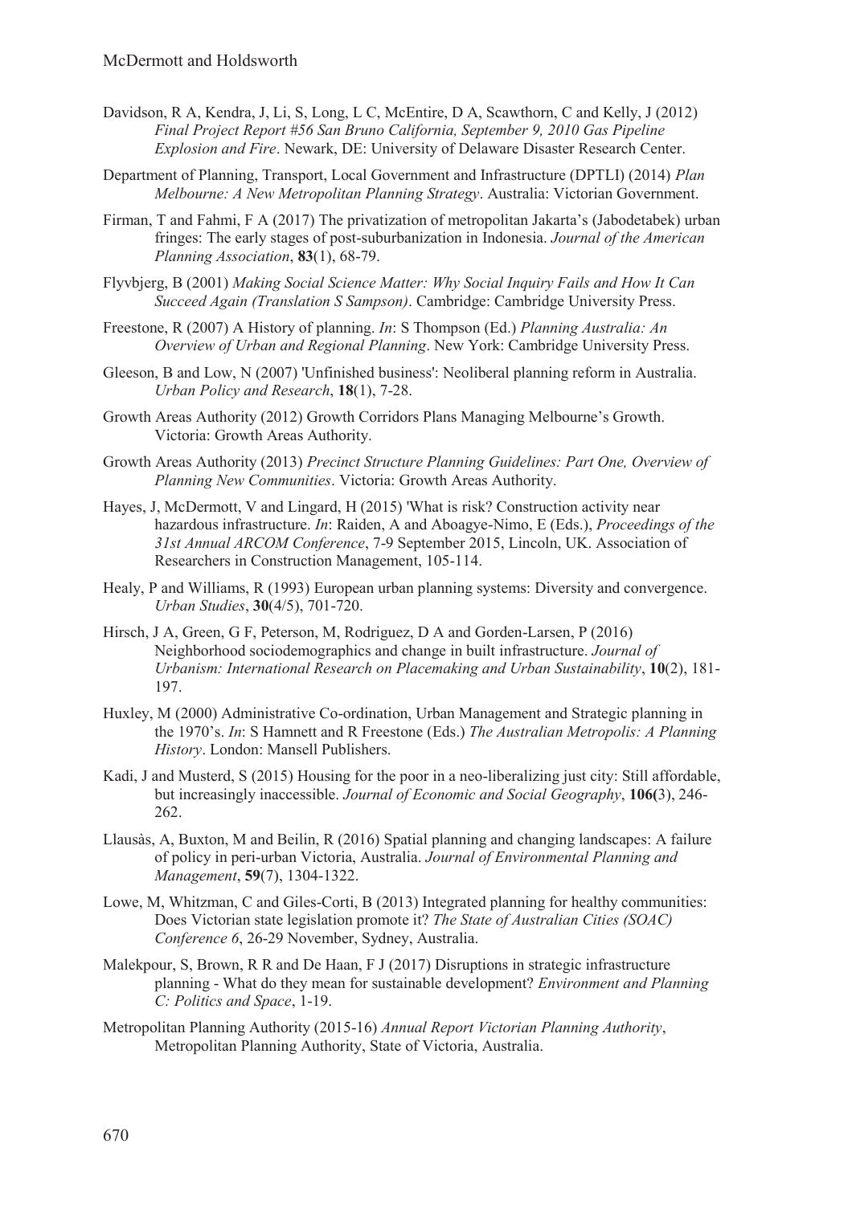Davidson, R A, Kendra, J, Li, S, Long, L C, McEntire, D A, Scawthorn, C and Kelly, J (2012) *Final Project Report #56 San Bruno California, September 9, 2010 Gas Pipeline Explosion and Fire*. Newark, DE: University of Delaware Disaster Research Center.

Department of Planning, Transport, Local Government and Infrastructure (DPTLI) (2014) *Plan Melbourne: A New Metropolitan Planning Strategy*. Australia: Victorian Government.

Firman, T and Fahmi, F A (2017) The privatization of metropolitan Jakarta's (Jabodetabek) urban fringes: The early stages of post-suburbanization in Indonesia. *Journal of the American Planning Association*, **83**(1), 68-79.

Flyvbjerg, B (2001) *Making Social Science Matter: Why Social Inquiry Fails and How It Can Succeed Again (Translation S Sampson)*. Cambridge: Cambridge University Press.

Freestone, R (2007) A History of planning. *In*: S Thompson (Ed.) *Planning Australia: An Overview of Urban and Regional Planning*. New York: Cambridge University Press.

Gleeson, B and Low, N (2007) 'Unfinished business': Neoliberal planning reform in Australia. *Urban Policy and Research*, **18**(1), 7-28.

Growth Areas Authority (2012) Growth Corridors Plans Managing Melbourne's Growth. Victoria: Growth Areas Authority.

Growth Areas Authority (2013) *Precinct Structure Planning Guidelines: Part One, Overview of Planning New Communities*. Victoria: Growth Areas Authority.

Hayes, J, McDermott, V and Lingard, H (2015) 'What is risk? Construction activity near hazardous infrastructure. *In*: Raiden, A and Aboagye-Nimo, E (Eds.), *Proceedings of the 31st Annual ARCOM Conference*, 7-9 September 2015, Lincoln, UK. Association of Researchers in Construction Management, 105-114.

Healy, P and Williams, R (1993) European urban planning systems: Diversity and convergence. *Urban Studies*, **30**(4/5), 701-720.

Hirsch, J A, Green, G F, Peterson, M, Rodriguez, D A and Gorden-Larsen, P (2016) Neighborhood sociodemographics and change in built infrastructure. *Journal of Urbanism: International Research on Placemaking and Urban Sustainability*, **10**(2), 181-197.

Huxley, M (2000) Administrative Co-ordination, Urban Management and Strategic planning in the 1970's. *In*: S Hamnett and R Freestone (Eds.) *The Australian Metropolis: A Planning History*. London: Mansell Publishers.

Kadi, J and Musterd, S (2015) Housing for the poor in a neo-liberalizing just city: Still affordable, but increasingly inaccessible. *Journal of Economic and Social Geography*, **106(**3), 246-262.

Llausàs, A, Buxton, M and Beilin, R (2016) Spatial planning and changing landscapes: A failure of policy in peri-urban Victoria, Australia. *Journal of Environmental Planning and Management*, **59**(7), 1304-1322.

Lowe, M, Whitzman, C and Giles-Corti, B (2013) Integrated planning for healthy communities: Does Victorian state legislation promote it? *The State of Australian Cities (SOAC) Conference 6*, 26-29 November, Sydney, Australia.

Malekpour, S, Brown, R R and De Haan, F J (2017) Disruptions in strategic infrastructure planning - What do they mean for sustainable development? *Environment and Planning C: Politics and Space*, 1-19.

Metropolitan Planning Authority (2015-16) *Annual Report Victorian Planning Authority*, Metropolitan Planning Authority, State of Victoria, Australia.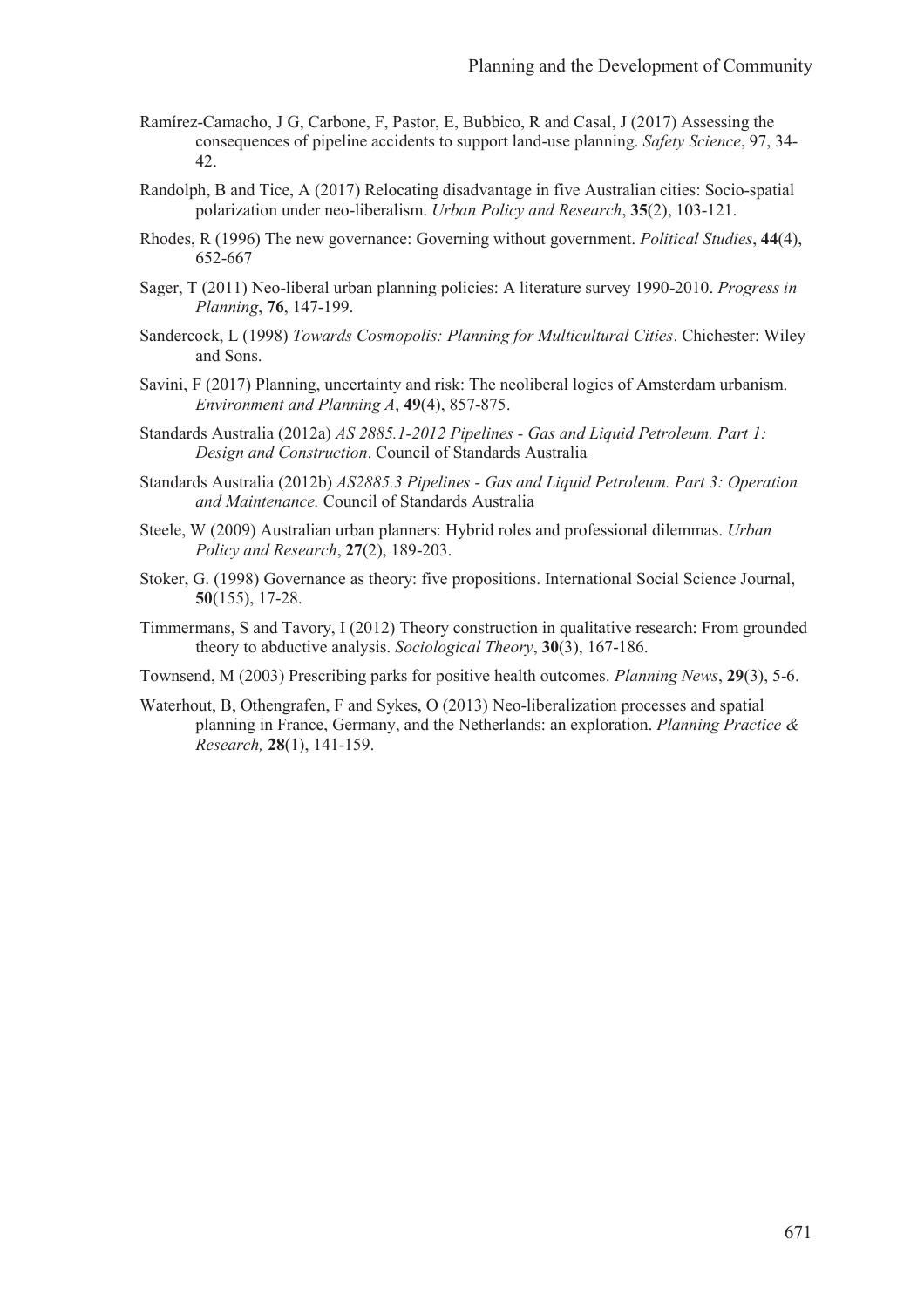Ramírez-Camacho, J G, Carbone, F, Pastor, E, Bubbico, R and Casal, J (2017) Assessing the consequences of pipeline accidents to support land-use planning. *Safety Science*, 97, 34-42.

Randolph, B and Tice, A (2017) Relocating disadvantage in five Australian cities: Socio-spatial polarization under neo-liberalism. *Urban Policy and Research*, **35**(2), 103-121.

Rhodes, R (1996) The new governance: Governing without government. *Political Studies*, **44**(4), 652-667

Sager, T (2011) Neo-liberal urban planning policies: A literature survey 1990-2010. *Progress in Planning*, **76**, 147-199.

Sandercock, L (1998) *Towards Cosmopolis: Planning for Multicultural Cities*. Chichester: Wiley and Sons.

Savini, F (2017) Planning, uncertainty and risk: The neoliberal logics of Amsterdam urbanism. *Environment and Planning A*, **49**(4), 857-875.

Standards Australia (2012a) *AS 2885.1-2012 Pipelines - Gas and Liquid Petroleum. Part 1: Design and Construction*. Council of Standards Australia

Standards Australia (2012b) *AS2885.3 Pipelines - Gas and Liquid Petroleum. Part 3: Operation and Maintenance.* Council of Standards Australia

Steele, W (2009) Australian urban planners: Hybrid roles and professional dilemmas. *Urban Policy and Research*, **27**(2), 189-203.

Stoker, G. (1998) Governance as theory: five propositions. International Social Science Journal, **50**(155), 17-28.

Timmermans, S and Tavory, I (2012) Theory construction in qualitative research: From grounded theory to abductive analysis. *Sociological Theory*, **30**(3), 167-186.

Townsend, M (2003) Prescribing parks for positive health outcomes. *Planning News*, **29**(3), 5-6.

Waterhout, B, Othengrafen, F and Sykes, O (2013) Neo-liberalization processes and spatial planning in France, Germany, and the Netherlands: an exploration. *Planning Practice & Research,* **28**(1), 141-159.